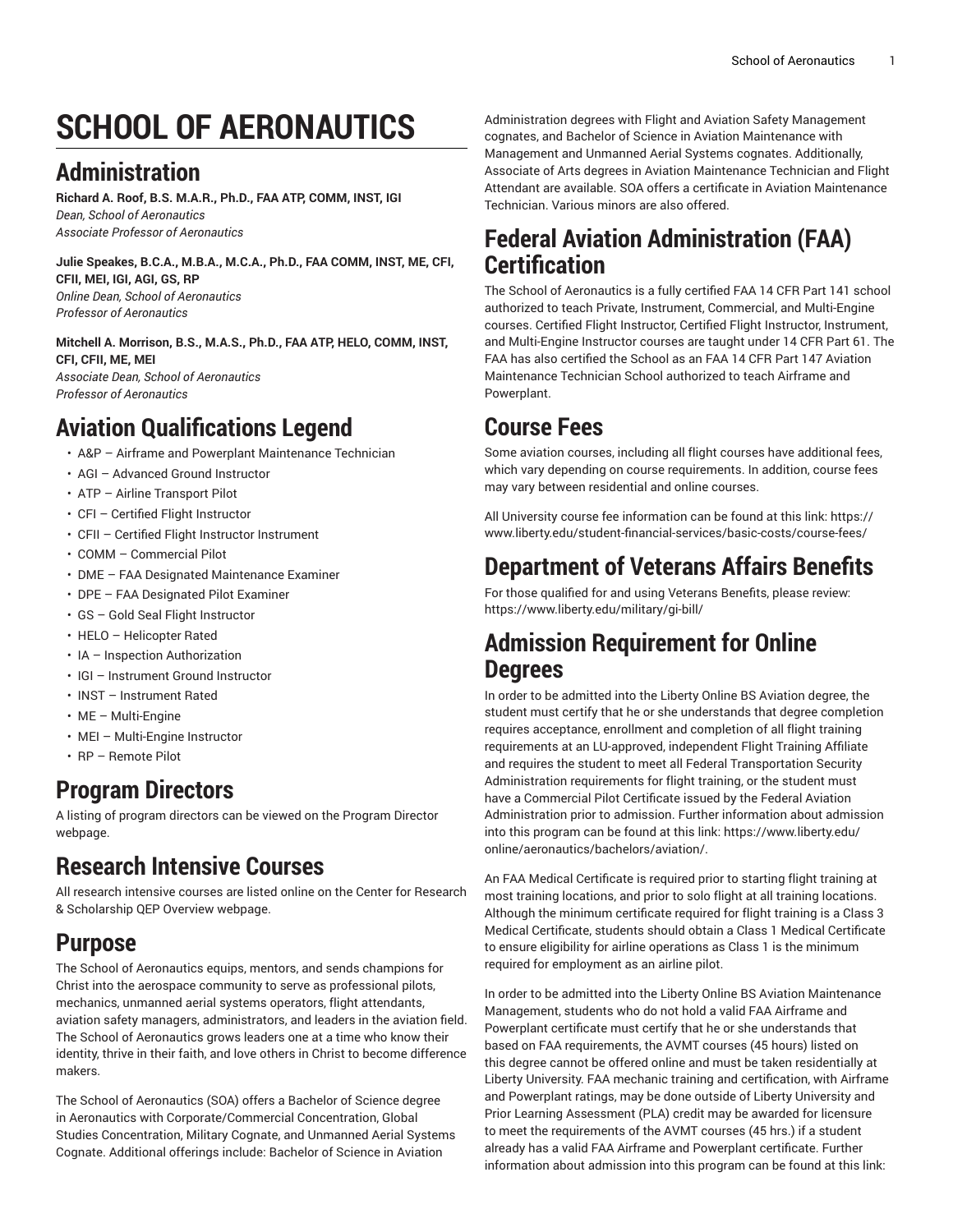# SCHOOL OF AERONAUTICS

## Administration

**Richard A. Roof, B.S. M.A.R., Ph.D., FAA ATP, COMM, INST, IGI**
*Dean, School of Aeronautics*
*Associate Professor of Aeronautics*

**Julie Speakes, B.C.A., M.B.A., M.C.A., Ph.D., FAA COMM, INST, ME, CFI, CFII, MEI, IGI, AGI, GS, RP**
*Online Dean, School of Aeronautics*
*Professor of Aeronautics*

**Mitchell A. Morrison, B.S., M.A.S., Ph.D., FAA ATP, HELO, COMM, INST, CFI, CFII, ME, MEI**
*Associate Dean, School of Aeronautics*
*Professor of Aeronautics*

## Aviation Qualifications Legend

- A&P – Airframe and Powerplant Maintenance Technician
- AGI – Advanced Ground Instructor
- ATP – Airline Transport Pilot
- CFI – Certified Flight Instructor
- CFII – Certified Flight Instructor Instrument
- COMM – Commercial Pilot
- DME – FAA Designated Maintenance Examiner
- DPE – FAA Designated Pilot Examiner
- GS – Gold Seal Flight Instructor
- HELO – Helicopter Rated
- IA – Inspection Authorization
- IGI – Instrument Ground Instructor
- INST – Instrument Rated
- ME – Multi-Engine
- MEI – Multi-Engine Instructor
- RP – Remote Pilot

## Program Directors

A listing of program directors can be viewed on the Program Director webpage.

## Research Intensive Courses

All research intensive courses are listed online on the Center for Research & Scholarship QEP Overview webpage.

## Purpose

The School of Aeronautics equips, mentors, and sends champions for Christ into the aerospace community to serve as professional pilots, mechanics, unmanned aerial systems operators, flight attendants, aviation safety managers, administrators, and leaders in the aviation field. The School of Aeronautics grows leaders one at a time who know their identity, thrive in their faith, and love others in Christ to become difference makers.

The School of Aeronautics (SOA) offers a Bachelor of Science degree in Aeronautics with Corporate/Commercial Concentration, Global Studies Concentration, Military Cognate, and Unmanned Aerial Systems Cognate. Additional offerings include: Bachelor of Science in Aviation Administration degrees with Flight and Aviation Safety Management cognates, and Bachelor of Science in Aviation Maintenance with Management and Unmanned Aerial Systems cognates. Additionally, Associate of Arts degrees in Aviation Maintenance Technician and Flight Attendant are available. SOA offers a certificate in Aviation Maintenance Technician. Various minors are also offered.

## Federal Aviation Administration (FAA) Certification

The School of Aeronautics is a fully certified FAA 14 CFR Part 141 school authorized to teach Private, Instrument, Commercial, and Multi-Engine courses. Certified Flight Instructor, Certified Flight Instructor, Instrument, and Multi-Engine Instructor courses are taught under 14 CFR Part 61. The FAA has also certified the School as an FAA 14 CFR Part 147 Aviation Maintenance Technician School authorized to teach Airframe and Powerplant.

## Course Fees

Some aviation courses, including all flight courses have additional fees, which vary depending on course requirements. In addition, course fees may vary between residential and online courses.

All University course fee information can be found at this link: https://www.liberty.edu/student-financial-services/basic-costs/course-fees/

## Department of Veterans Affairs Benefits

For those qualified for and using Veterans Benefits, please review: https://www.liberty.edu/military/gi-bill/

## Admission Requirement for Online Degrees

In order to be admitted into the Liberty Online BS Aviation degree, the student must certify that he or she understands that degree completion requires acceptance, enrollment and completion of all flight training requirements at an LU-approved, independent Flight Training Affiliate and requires the student to meet all Federal Transportation Security Administration requirements for flight training, or the student must have a Commercial Pilot Certificate issued by the Federal Aviation Administration prior to admission. Further information about admission into this program can be found at this link: https://www.liberty.edu/online/aeronautics/bachelors/aviation/.

An FAA Medical Certificate is required prior to starting flight training at most training locations, and prior to solo flight at all training locations. Although the minimum certificate required for flight training is a Class 3 Medical Certificate, students should obtain a Class 1 Medical Certificate to ensure eligibility for airline operations as Class 1 is the minimum required for employment as an airline pilot.

In order to be admitted into the Liberty Online BS Aviation Maintenance Management, students who do not hold a valid FAA Airframe and Powerplant certificate must certify that he or she understands that based on FAA requirements, the AVMT courses (45 hours) listed on this degree cannot be offered online and must be taken residentially at Liberty University. FAA mechanic training and certification, with Airframe and Powerplant ratings, may be done outside of Liberty University and Prior Learning Assessment (PLA) credit may be awarded for licensure to meet the requirements of the AVMT courses (45 hrs.) if a student already has a valid FAA Airframe and Powerplant certificate. Further information about admission into this program can be found at this link: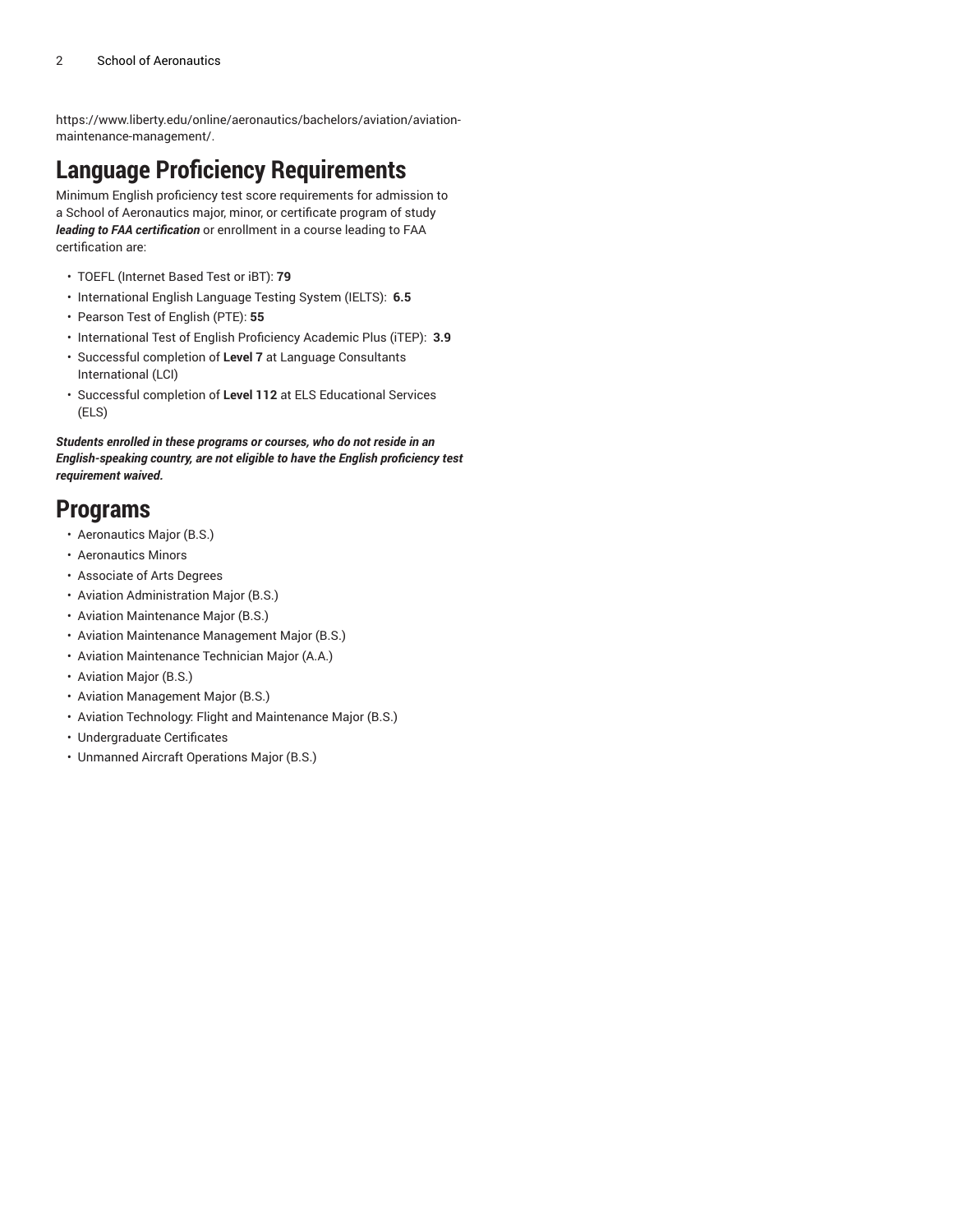https://www.liberty.edu/online/aeronautics/bachelors/aviation/aviation-maintenance-management/.

## Language Proficiency Requirements

Minimum English proficiency test score requirements for admission to a School of Aeronautics major, minor, or certificate program of study ***leading to FAA certification*** or enrollment in a course leading to FAA certification are:

- TOEFL (Internet Based Test or iBT): **79**
- International English Language Testing System (IELTS): **6.5**
- Pearson Test of English (PTE): **55**
- International Test of English Proficiency Academic Plus (iTEP): **3.9**
- Successful completion of **Level 7** at Language Consultants International (LCI)
- Successful completion of **Level 112** at ELS Educational Services (ELS)

***Students enrolled in these programs or courses, who do not reside in an English-speaking country, are not eligible to have the English proficiency test requirement waived.***

## Programs

- Aeronautics Major (B.S.)
- Aeronautics Minors
- Associate of Arts Degrees
- Aviation Administration Major (B.S.)
- Aviation Maintenance Major (B.S.)
- Aviation Maintenance Management Major (B.S.)
- Aviation Maintenance Technician Major (A.A.)
- Aviation Major (B.S.)
- Aviation Management Major (B.S.)
- Aviation Technology: Flight and Maintenance Major (B.S.)
- Undergraduate Certificates
- Unmanned Aircraft Operations Major (B.S.)